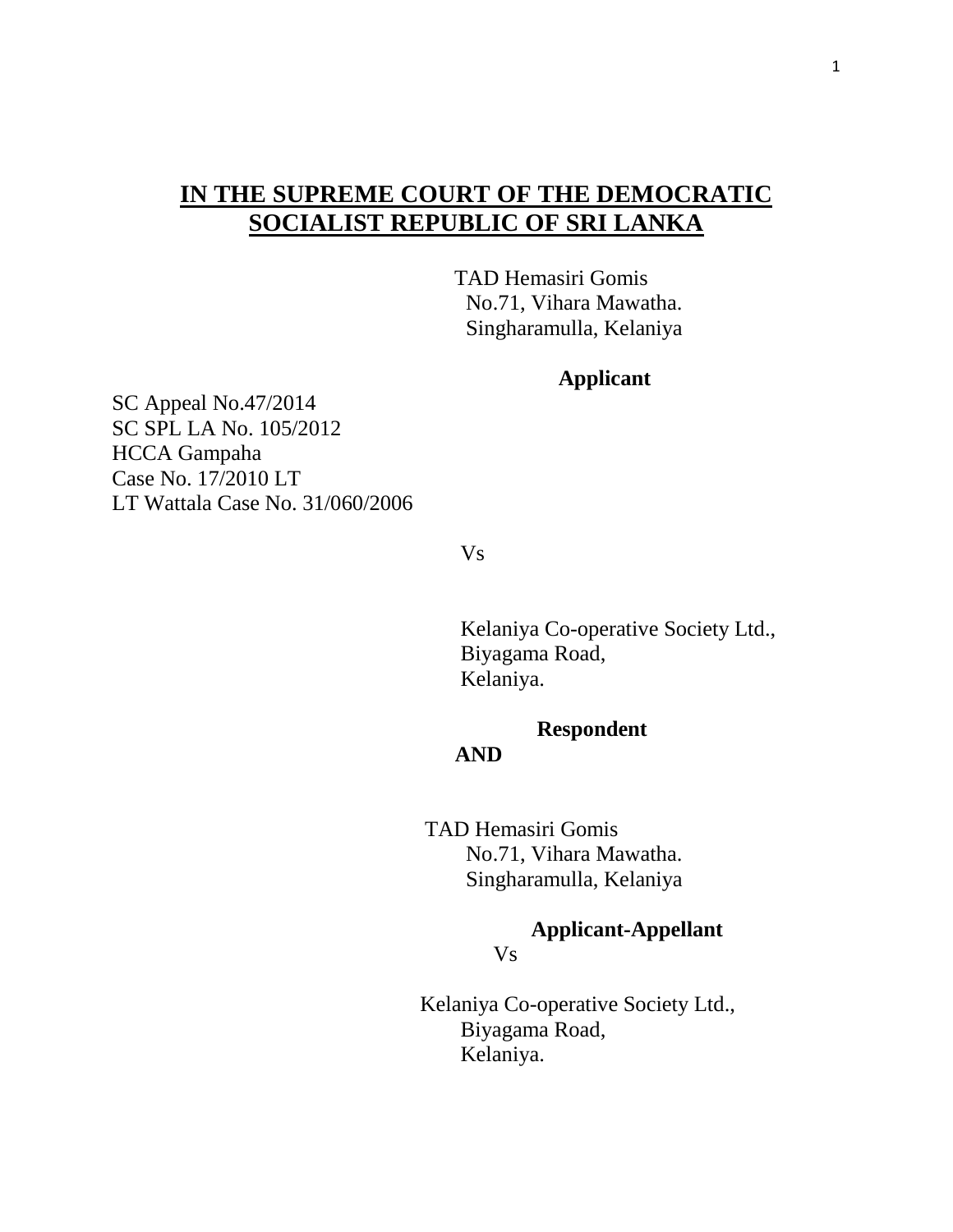# IN THE SUPREME COURT OF THE DEMOCRATIC SOCIALIST REPUBLIC OF SRI LANKA

TAD Hemasiri Gomis
No.71, Vihara Mawatha.
Singharamulla, Kelaniya

**Applicant**

SC Appeal No.47/2014
SC SPL LA No. 105/2012
HCCA Gampaha
Case No. 17/2010 LT
LT Wattala Case No. 31/060/2006

Vs

Kelaniya Co-operative Society Ltd.,
Biyagama Road,
Kelaniya.

**Respondent**

**AND**

TAD Hemasiri Gomis
No.71, Vihara Mawatha.
Singharamulla, Kelaniya

**Applicant-Appellant**

Vs

Kelaniya Co-operative Society Ltd.,
Biyagama Road,
Kelaniya.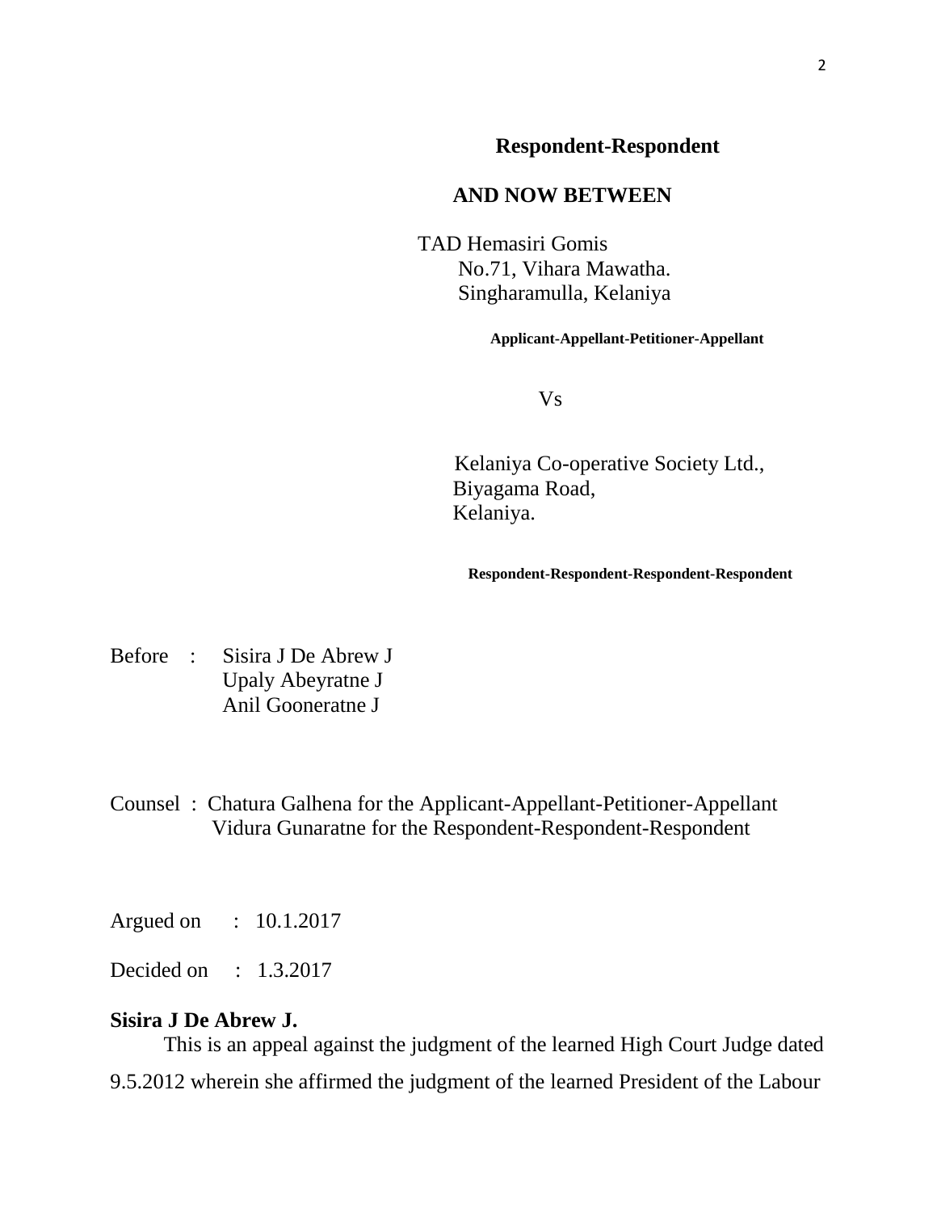**Respondent-Respondent**

**AND NOW BETWEEN**

TAD Hemasiri Gomis
No.71, Vihara Mawatha.
Singharamulla, Kelaniya

**Applicant-Appellant-Petitioner-Appellant**

Vs

Kelaniya Co-operative Society Ltd.,
Biyagama Road,
Kelaniya.

**Respondent-Respondent-Respondent-Respondent**

Before : Sisira J De Abrew J
Upaly Abeyratne J
Anil Gooneratne J

Counsel : Chatura Galhena for the Applicant-Appellant-Petitioner-Appellant
Vidura Gunaratne for the Respondent-Respondent-Respondent

Argued on : 10.1.2017

Decided on : 1.3.2017

**Sisira J De Abrew J.**

This is an appeal against the judgment of the learned High Court Judge dated 9.5.2012 wherein she affirmed the judgment of the learned President of the Labour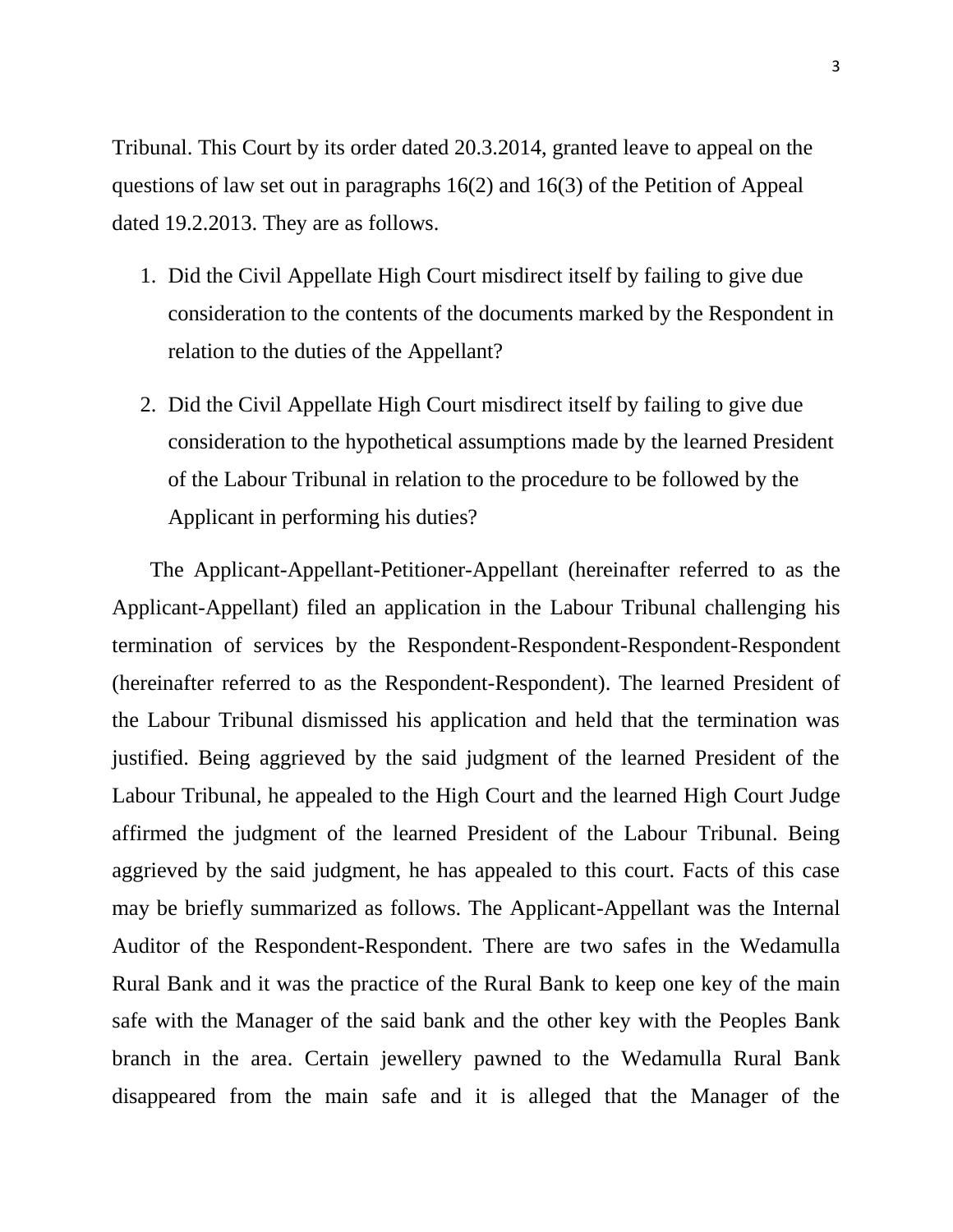Tribunal. This Court by its order dated 20.3.2014, granted leave to appeal on the questions of law set out in paragraphs 16(2) and 16(3) of the Petition of Appeal dated 19.2.2013. They are as follows.

1. Did the Civil Appellate High Court misdirect itself by failing to give due consideration to the contents of the documents marked by the Respondent in relation to the duties of the Appellant?

2. Did the Civil Appellate High Court misdirect itself by failing to give due consideration to the hypothetical assumptions made by the learned President of the Labour Tribunal in relation to the procedure to be followed by the Applicant in performing his duties?

The Applicant-Appellant-Petitioner-Appellant (hereinafter referred to as the Applicant-Appellant) filed an application in the Labour Tribunal challenging his termination of services by the Respondent-Respondent-Respondent-Respondent (hereinafter referred to as the Respondent-Respondent). The learned President of the Labour Tribunal dismissed his application and held that the termination was justified. Being aggrieved by the said judgment of the learned President of the Labour Tribunal, he appealed to the High Court and the learned High Court Judge affirmed the judgment of the learned President of the Labour Tribunal. Being aggrieved by the said judgment, he has appealed to this court. Facts of this case may be briefly summarized as follows. The Applicant-Appellant was the Internal Auditor of the Respondent-Respondent. There are two safes in the Wedamulla Rural Bank and it was the practice of the Rural Bank to keep one key of the main safe with the Manager of the said bank and the other key with the Peoples Bank branch in the area. Certain jewellery pawned to the Wedamulla Rural Bank disappeared from the main safe and it is alleged that the Manager of the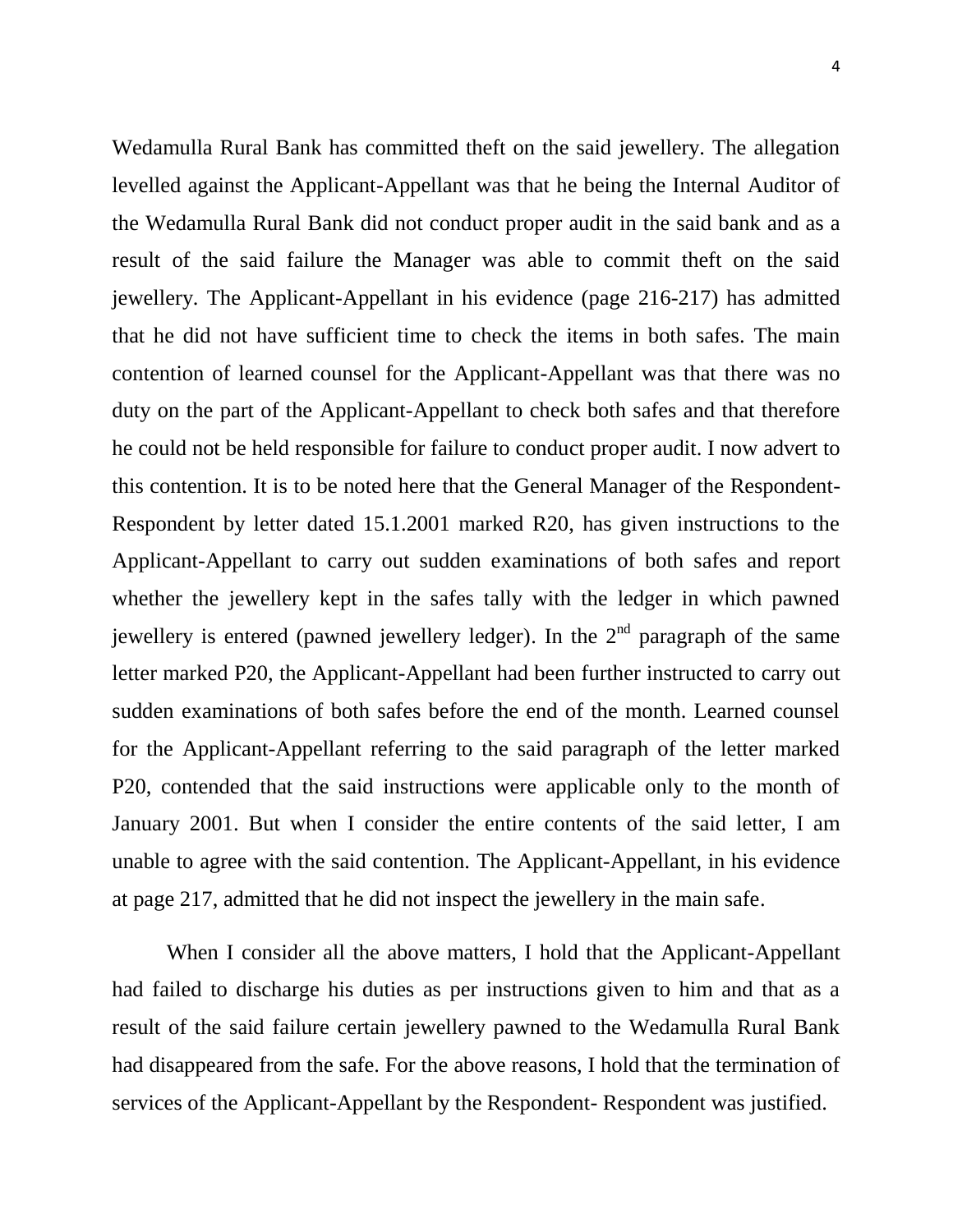Wedamulla Rural Bank has committed theft on the said jewellery. The allegation levelled against the Applicant-Appellant was that he being the Internal Auditor of the Wedamulla Rural Bank did not conduct proper audit in the said bank and as a result of the said failure the Manager was able to commit theft on the said jewellery. The Applicant-Appellant in his evidence (page 216-217) has admitted that he did not have sufficient time to check the items in both safes. The main contention of learned counsel for the Applicant-Appellant was that there was no duty on the part of the Applicant-Appellant to check both safes and that therefore he could not be held responsible for failure to conduct proper audit. I now advert to this contention. It is to be noted here that the General Manager of the Respondent-Respondent by letter dated 15.1.2001 marked R20, has given instructions to the Applicant-Appellant to carry out sudden examinations of both safes and report whether the jewellery kept in the safes tally with the ledger in which pawned jewellery is entered (pawned jewellery ledger). In the 2nd paragraph of the same letter marked P20, the Applicant-Appellant had been further instructed to carry out sudden examinations of both safes before the end of the month. Learned counsel for the Applicant-Appellant referring to the said paragraph of the letter marked P20, contended that the said instructions were applicable only to the month of January 2001. But when I consider the entire contents of the said letter, I am unable to agree with the said contention. The Applicant-Appellant, in his evidence at page 217, admitted that he did not inspect the jewellery in the main safe.

When I consider all the above matters, I hold that the Applicant-Appellant had failed to discharge his duties as per instructions given to him and that as a result of the said failure certain jewellery pawned to the Wedamulla Rural Bank had disappeared from the safe. For the above reasons, I hold that the termination of services of the Applicant-Appellant by the Respondent- Respondent was justified.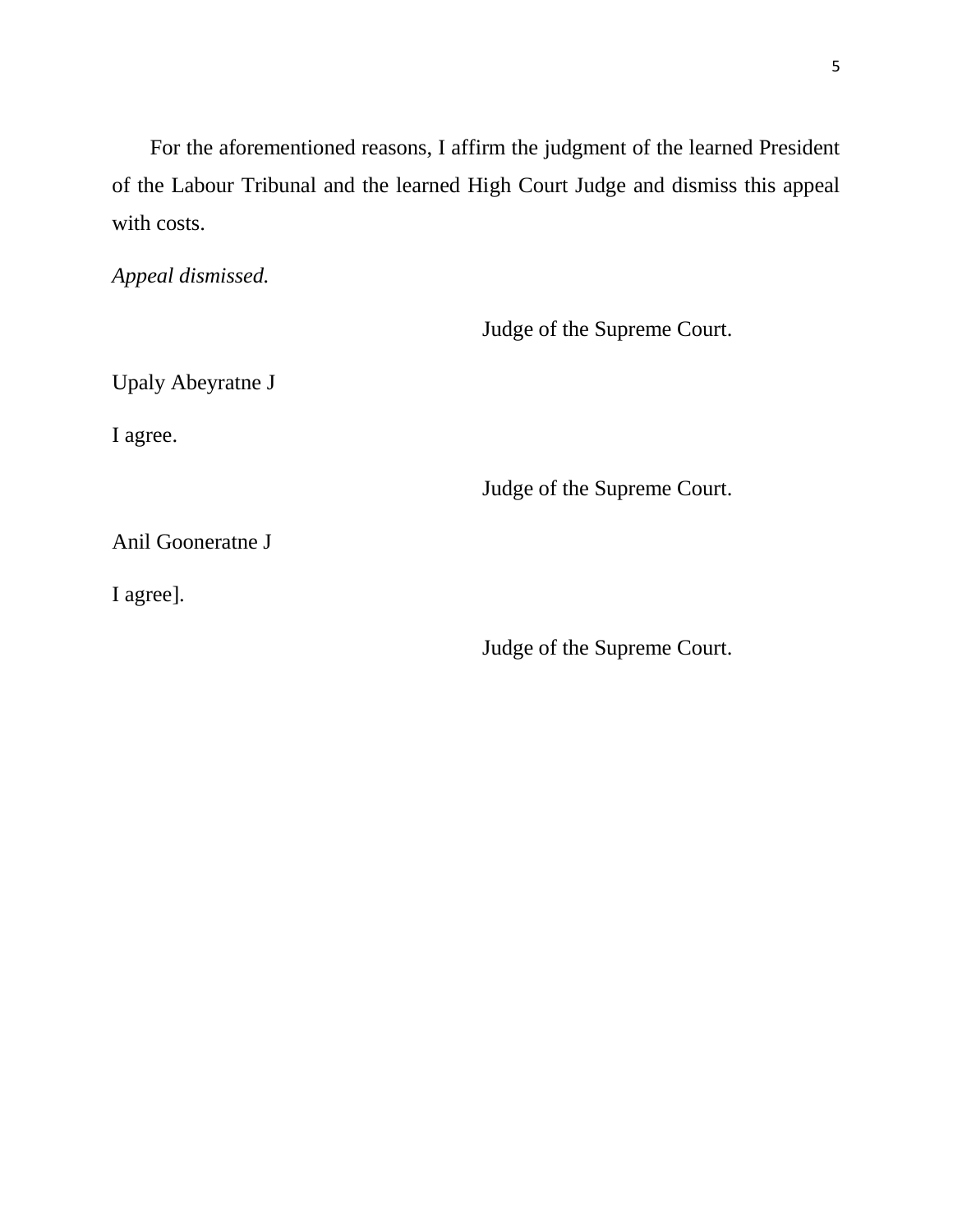For the aforementioned reasons, I affirm the judgment of the learned President of the Labour Tribunal and the learned High Court Judge and dismiss this appeal with costs.

*Appeal dismissed.*

Judge of the Supreme Court.

Upaly Abeyratne J

I agree.

Judge of the Supreme Court.

Anil Gooneratne J

I agree].

Judge of the Supreme Court.